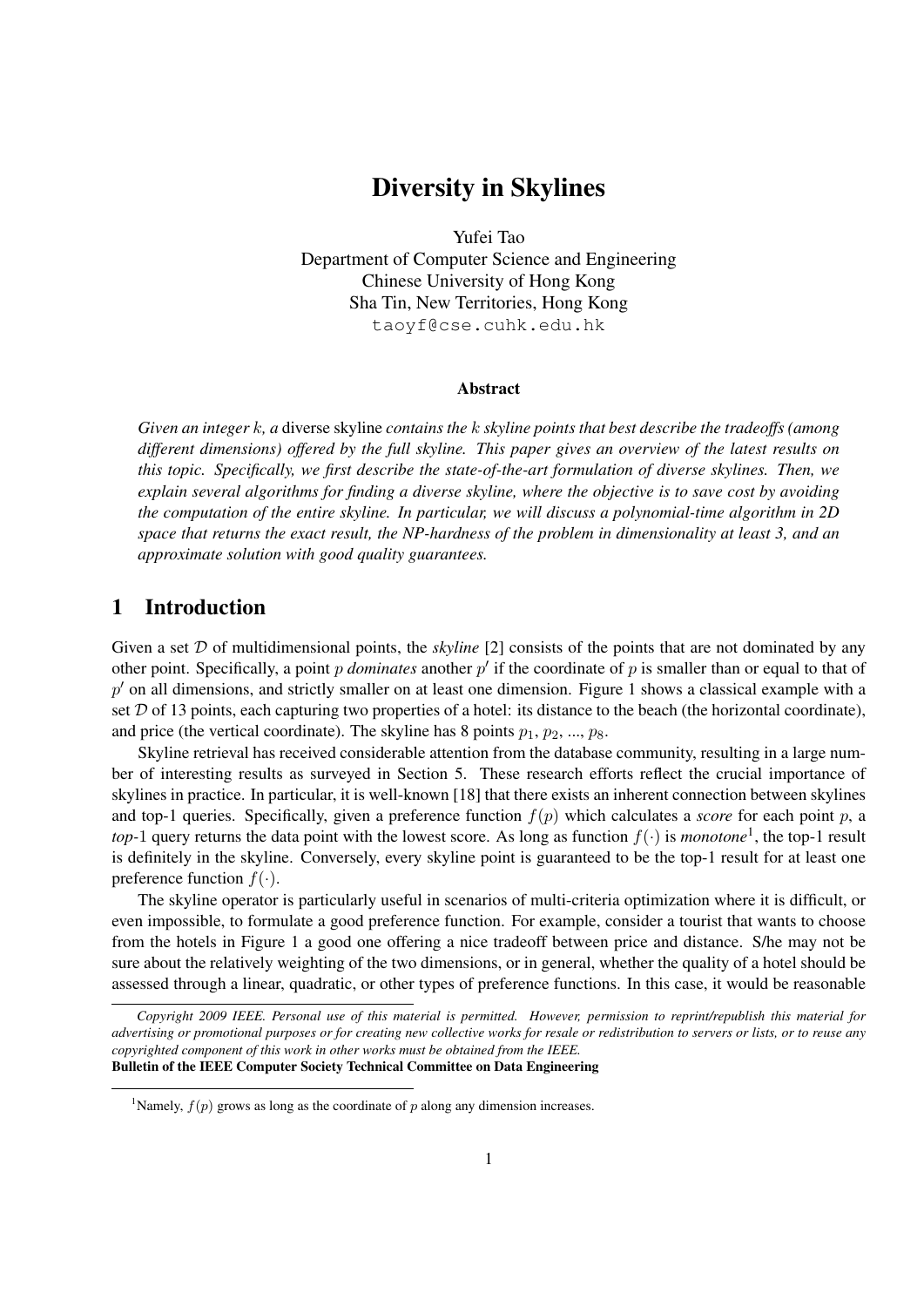# Diversity in Skylines

Yufei Tao
Department of Computer Science and Engineering
Chinese University of Hong Kong
Sha Tin, New Territories, Hong Kong
taoyf@cse.cuhk.edu.hk

### Abstract

*Given an integer $k$, a* diverse skyline *contains the $k$ skyline points that best describe the tradeoffs (among different dimensions) offered by the full skyline. This paper gives an overview of the latest results on this topic. Specifically, we first describe the state-of-the-art formulation of diverse skylines. Then, we explain several algorithms for finding a diverse skyline, where the objective is to save cost by avoiding the computation of the entire skyline. In particular, we will discuss a polynomial-time algorithm in 2D space that returns the exact result, the NP-hardness of the problem in dimensionality at least 3, and an approximate solution with good quality guarantees.*

## 1 Introduction

Given a set $\mathcal{D}$ of multidimensional points, the *skyline* [2] consists of the points that are not dominated by any other point. Specifically, a point $p$ *dominates* another $p'$ if the coordinate of $p$ is smaller than or equal to that of $p'$ on all dimensions, and strictly smaller on at least one dimension. Figure 1 shows a classical example with a set $\mathcal{D}$ of 13 points, each capturing two properties of a hotel: its distance to the beach (the horizontal coordinate), and price (the vertical coordinate). The skyline has 8 points $p_1$, $p_2$, ..., $p_8$.

Skyline retrieval has received considerable attention from the database community, resulting in a large number of interesting results as surveyed in Section 5. These research efforts reflect the crucial importance of skylines in practice. In particular, it is well-known [18] that there exists an inherent connection between skylines and top-1 queries. Specifically, given a preference function $f(p)$ which calculates a *score* for each point $p$, a *top*-1 query returns the data point with the lowest score. As long as function $f(\cdot)$ is *monotone*[1], the top-1 result is definitely in the skyline. Conversely, every skyline point is guaranteed to be the top-1 result for at least one preference function $f(\cdot)$.

The skyline operator is particularly useful in scenarios of multi-criteria optimization where it is difficult, or even impossible, to formulate a good preference function. For example, consider a tourist that wants to choose from the hotels in Figure 1 a good one offering a nice tradeoff between price and distance. S/he may not be sure about the relatively weighting of the two dimensions, or in general, whether the quality of a hotel should be assessed through a linear, quadratic, or other types of preference functions. In this case, it would be reasonable

*Copyright 2009 IEEE. Personal use of this material is permitted. However, permission to reprint/republish this material for advertising or promotional purposes or for creating new collective works for resale or redistribution to servers or lists, or to reuse any copyrighted component of this work in other works must be obtained from the IEEE.*
**Bulletin of the IEEE Computer Society Technical Committee on Data Engineering**

[1] Namely, $f(p)$ grows as long as the coordinate of $p$ along any dimension increases.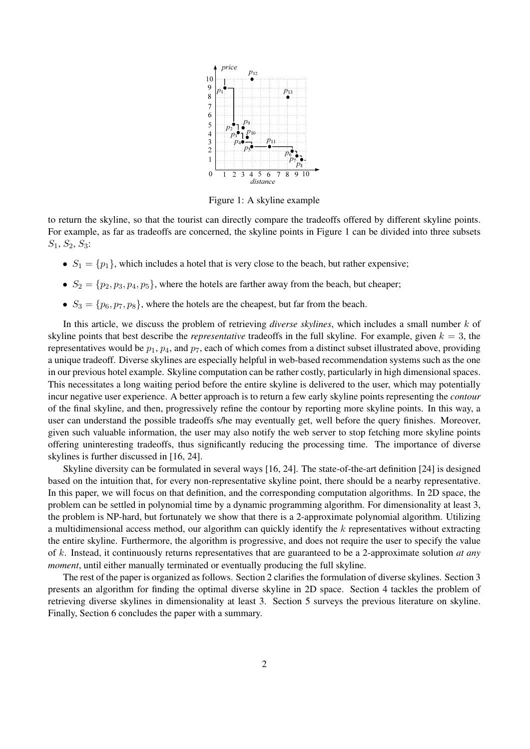Figure 1: A skyline example

to return the skyline, so that the tourist can directly compare the tradeoffs offered by different skyline points. For example, as far as tradeoffs are concerned, the skyline points in Figure 1 can be divided into three subsets $S_1, S_2, S_3$:

- $S_1 = \{p_1\}$, which includes a hotel that is very close to the beach, but rather expensive;
- $S_2 = \{p_2, p_3, p_4, p_5\}$, where the hotels are farther away from the beach, but cheaper;
- $S_3 = \{p_6, p_7, p_8\}$, where the hotels are the cheapest, but far from the beach.

In this article, we discuss the problem of retrieving *diverse skylines*, which includes a small number $k$ of skyline points that best describe the *representative* tradeoffs in the full skyline. For example, given $k = 3$, the representatives would be $p_1$, $p_4$, and $p_7$, each of which comes from a distinct subset illustrated above, providing a unique tradeoff. Diverse skylines are especially helpful in web-based recommendation systems such as the one in our previous hotel example. Skyline computation can be rather costly, particularly in high dimensional spaces. This necessitates a long waiting period before the entire skyline is delivered to the user, which may potentially incur negative user experience. A better approach is to return a few early skyline points representing the *contour* of the final skyline, and then, progressively refine the contour by reporting more skyline points. In this way, a user can understand the possible tradeoffs s/he may eventually get, well before the query finishes. Moreover, given such valuable information, the user may also notify the web server to stop fetching more skyline points offering uninteresting tradeoffs, thus significantly reducing the processing time. The importance of diverse skylines is further discussed in [16, 24].

Skyline diversity can be formulated in several ways [16, 24]. The state-of-the-art definition [24] is designed based on the intuition that, for every non-representative skyline point, there should be a nearby representative. In this paper, we will focus on that definition, and the corresponding computation algorithms. In 2D space, the problem can be settled in polynomial time by a dynamic programming algorithm. For dimensionality at least 3, the problem is NP-hard, but fortunately we show that there is a 2-approximate polynomial algorithm. Utilizing a multidimensional access method, our algorithm can quickly identify the $k$ representatives without extracting the entire skyline. Furthermore, the algorithm is progressive, and does not require the user to specify the value of $k$. Instead, it continuously returns representatives that are guaranteed to be a 2-approximate solution *at any moment*, until either manually terminated or eventually producing the full skyline.

The rest of the paper is organized as follows. Section 2 clarifies the formulation of diverse skylines. Section 3 presents an algorithm for finding the optimal diverse skyline in 2D space. Section 4 tackles the problem of retrieving diverse skylines in dimensionality at least 3. Section 5 surveys the previous literature on skyline. Finally, Section 6 concludes the paper with a summary.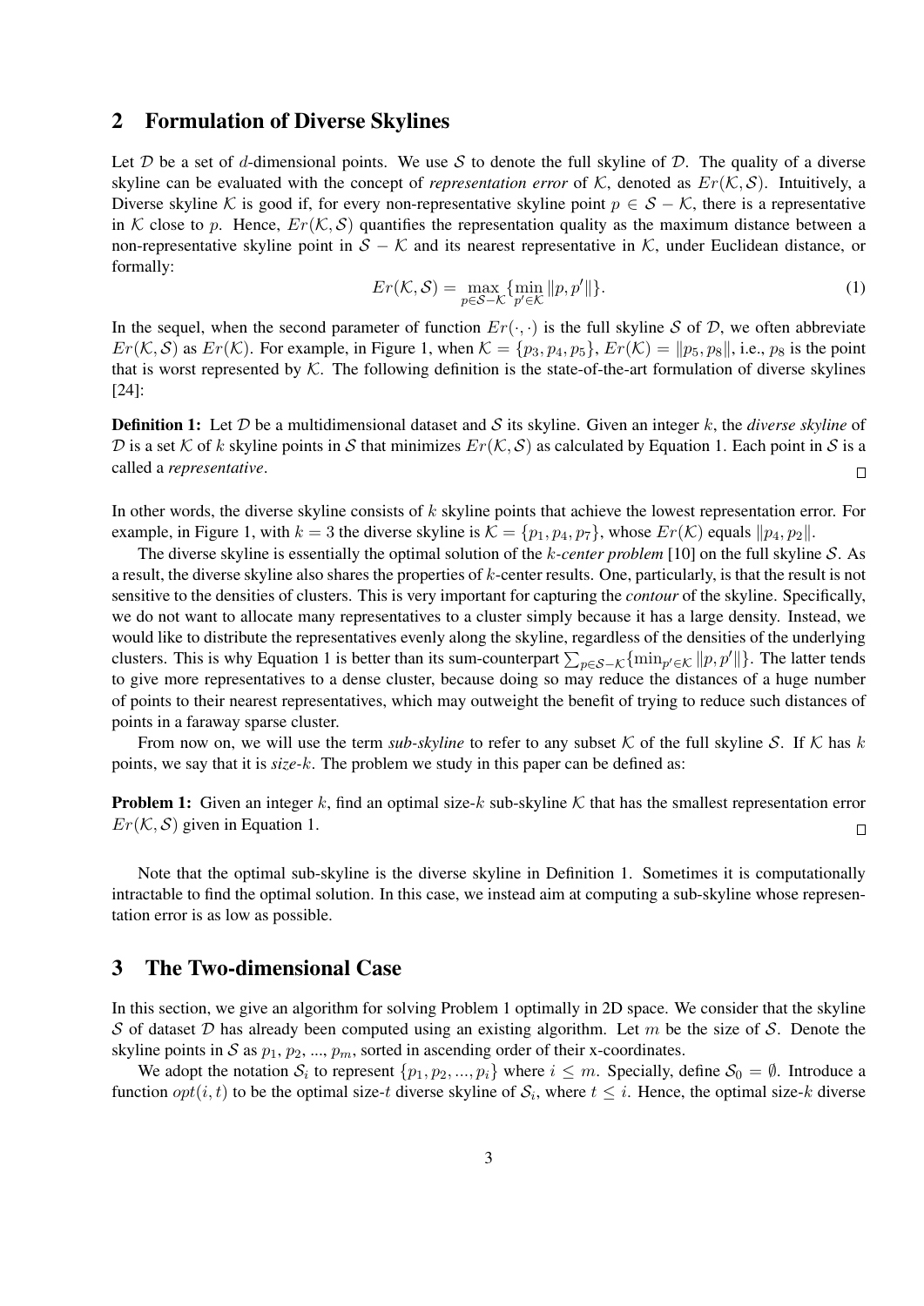## 2 Formulation of Diverse Skylines

Let $\mathcal{D}$ be a set of $d$-dimensional points. We use $\mathcal{S}$ to denote the full skyline of $\mathcal{D}$. The quality of a diverse skyline can be evaluated with the concept of *representation error* of $\mathcal{K}$, denoted as $Er(\mathcal{K}, \mathcal{S})$. Intuitively, a Diverse skyline $\mathcal{K}$ is good if, for every non-representative skyline point $p \in \mathcal{S} - \mathcal{K}$, there is a representative in $\mathcal{K}$ close to $p$. Hence, $Er(\mathcal{K}, \mathcal{S})$ quantifies the representation quality as the maximum distance between a non-representative skyline point in $\mathcal{S} - \mathcal{K}$ and its nearest representative in $\mathcal{K}$, under Euclidean distance, or formally:

$$Er(\mathcal{K}, \mathcal{S}) = \max_{p \in \mathcal{S} - \mathcal{K}} \{\min_{p' \in \mathcal{K}} \|p, p'\|\}. \tag{1}$$

In the sequel, when the second parameter of function $Er(\cdot, \cdot)$ is the full skyline $\mathcal{S}$ of $\mathcal{D}$, we often abbreviate $Er(\mathcal{K}, \mathcal{S})$ as $Er(\mathcal{K})$. For example, in Figure 1, when $\mathcal{K} = \{p_3, p_4, p_5\}$, $Er(\mathcal{K}) = \|p_5, p_8\|$, i.e., $p_8$ is the point that is worst represented by $\mathcal{K}$. The following definition is the state-of-the-art formulation of diverse skylines [24]:

**Definition 1:** Let $\mathcal{D}$ be a multidimensional dataset and $\mathcal{S}$ its skyline. Given an integer $k$, the *diverse skyline* of $\mathcal{D}$ is a set $\mathcal{K}$ of $k$ skyline points in $\mathcal{S}$ that minimizes $Er(\mathcal{K}, \mathcal{S})$ as calculated by Equation 1. Each point in $\mathcal{S}$ is a called a *representative*. □

In other words, the diverse skyline consists of $k$ skyline points that achieve the lowest representation error. For example, in Figure 1, with $k = 3$ the diverse skyline is $\mathcal{K} = \{p_1, p_4, p_7\}$, whose $Er(\mathcal{K})$ equals $\|p_4, p_2\|$.

The diverse skyline is essentially the optimal solution of the *k-center problem* [10] on the full skyline $\mathcal{S}$. As a result, the diverse skyline also shares the properties of $k$-center results. One, particularly, is that the result is not sensitive to the densities of clusters. This is very important for capturing the *contour* of the skyline. Specifically, we do not want to allocate many representatives to a cluster simply because it has a large density. Instead, we would like to distribute the representatives evenly along the skyline, regardless of the densities of the underlying clusters. This is why Equation 1 is better than its sum-counterpart $\sum_{p \in \mathcal{S}-\mathcal{K}} \{\min_{p' \in \mathcal{K}} \|p, p'\|\}$. The latter tends to give more representatives to a dense cluster, because doing so may reduce the distances of a huge number of points to their nearest representatives, which may outweight the benefit of trying to reduce such distances of points in a faraway sparse cluster.

From now on, we will use the term *sub-skyline* to refer to any subset $\mathcal{K}$ of the full skyline $\mathcal{S}$. If $\mathcal{K}$ has $k$ points, we say that it is *size-k*. The problem we study in this paper can be defined as:

**Problem 1:** Given an integer $k$, find an optimal size-$k$ sub-skyline $\mathcal{K}$ that has the smallest representation error $Er(\mathcal{K}, \mathcal{S})$ given in Equation 1. □

Note that the optimal sub-skyline is the diverse skyline in Definition 1. Sometimes it is computationally intractable to find the optimal solution. In this case, we instead aim at computing a sub-skyline whose representation error is as low as possible.

## 3 The Two-dimensional Case

In this section, we give an algorithm for solving Problem 1 optimally in 2D space. We consider that the skyline $\mathcal{S}$ of dataset $\mathcal{D}$ has already been computed using an existing algorithm. Let $m$ be the size of $\mathcal{S}$. Denote the skyline points in $\mathcal{S}$ as $p_1$, $p_2$, ..., $p_m$, sorted in ascending order of their x-coordinates.

We adopt the notation $\mathcal{S}_i$ to represent $\{p_1, p_2, ..., p_i\}$ where $i \le m$. Specially, define $\mathcal{S}_0 = \emptyset$. Introduce a function $opt(i, t)$ to be the optimal size-$t$ diverse skyline of $\mathcal{S}_i$, where $t \le i$. Hence, the optimal size-$k$ diverse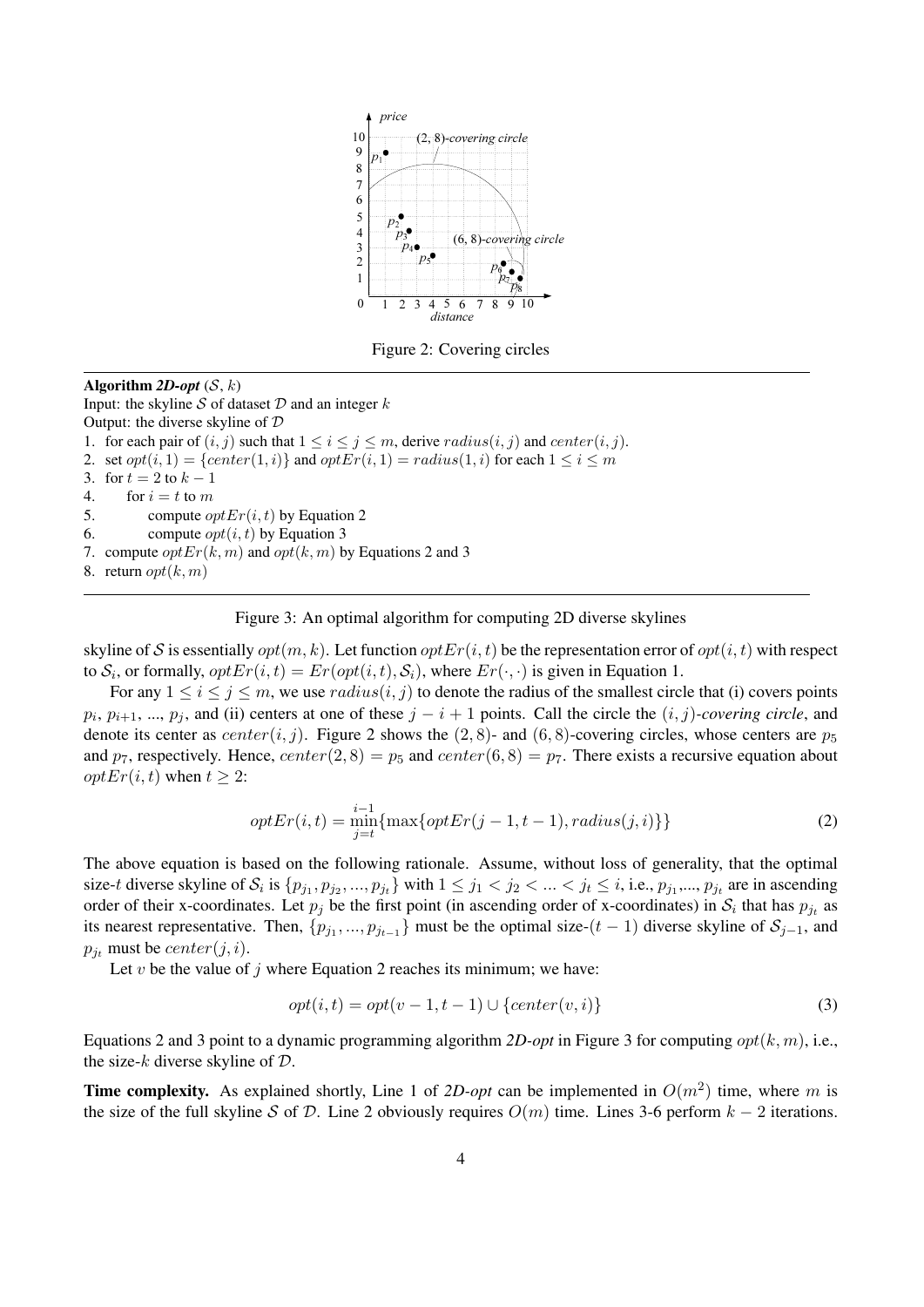Figure 2: Covering circles

---

**Algorithm *2D-opt*** $(\mathcal{S}, k)$
Input: the skyline $\mathcal{S}$ of dataset $\mathcal{D}$ and an integer $k$
Output: the diverse skyline of $\mathcal{D}$

1. for each pair of $(i, j)$ such that $1 \le i \le j \le m$, derive $radius(i, j)$ and $center(i, j)$.
2. set $opt(i, 1) = \{center(1, i)\}$ and $optEr(i, 1) = radius(1, i)$ for each $1 \le i \le m$
3. for $t = 2$ to $k - 1$
4. for $i = t$ to $m$
5. compute $optEr(i, t)$ by Equation 2
6. compute $opt(i, t)$ by Equation 3
7. compute $optEr(k, m)$ and $opt(k, m)$ by Equations 2 and 3
8. return $opt(k, m)$

---

Figure 3: An optimal algorithm for computing 2D diverse skylines

skyline of $\mathcal{S}$ is essentially $opt(m, k)$. Let function $optEr(i, t)$ be the representation error of $opt(i, t)$ with respect to $\mathcal{S}_i$, or formally, $optEr(i, t) = Er(opt(i, t), \mathcal{S}_i)$, where $Er(\cdot, \cdot)$ is given in Equation 1.

For any $1 \le i \le j \le m$, we use $radius(i, j)$ to denote the radius of the smallest circle that (i) covers points $p_i$, $p_{i+1}$, ..., $p_j$, and (ii) centers at one of these $j - i + 1$ points. Call the circle the $(i, j)$-*covering circle*, and denote its center as $center(i, j)$. Figure 2 shows the $(2, 8)$- and $(6, 8)$-covering circles, whose centers are $p_5$ and $p_7$, respectively. Hence, $center(2, 8) = p_5$ and $center(6, 8) = p_7$. There exists a recursive equation about $optEr(i, t)$ when $t \ge 2$:

$$optEr(i, t) = \min_{j=t}^{i-1}\{\max\{optEr(j - 1, t - 1), radius(j, i)\}\} \tag{2}$$

The above equation is based on the following rationale. Assume, without loss of generality, that the optimal size-$t$ diverse skyline of $\mathcal{S}_i$ is $\{p_{j_1}, p_{j_2}, ..., p_{j_t}\}$ with $1 \le j_1 < j_2 < ... < j_t \le i$, i.e., $p_{j_1}$,..., $p_{j_t}$ are in ascending order of their x-coordinates. Let $p_j$ be the first point (in ascending order of x-coordinates) in $\mathcal{S}_i$ that has $p_{j_t}$ as its nearest representative. Then, $\{p_{j_1}, ..., p_{j_{t-1}}\}$ must be the optimal size-$(t - 1)$ diverse skyline of $\mathcal{S}_{j-1}$, and $p_{j_t}$ must be $center(j, i)$.

Let $v$ be the value of $j$ where Equation 2 reaches its minimum; we have:

$$opt(i, t) = opt(v - 1, t - 1) \cup \{center(v, i)\} \tag{3}$$

Equations 2 and 3 point to a dynamic programming algorithm *2D-opt* in Figure 3 for computing $opt(k, m)$, i.e., the size-$k$ diverse skyline of $\mathcal{D}$.

**Time complexity.** As explained shortly, Line 1 of *2D-opt* can be implemented in $O(m^2)$ time, where $m$ is the size of the full skyline $\mathcal{S}$ of $\mathcal{D}$. Line 2 obviously requires $O(m)$ time. Lines 3-6 perform $k - 2$ iterations.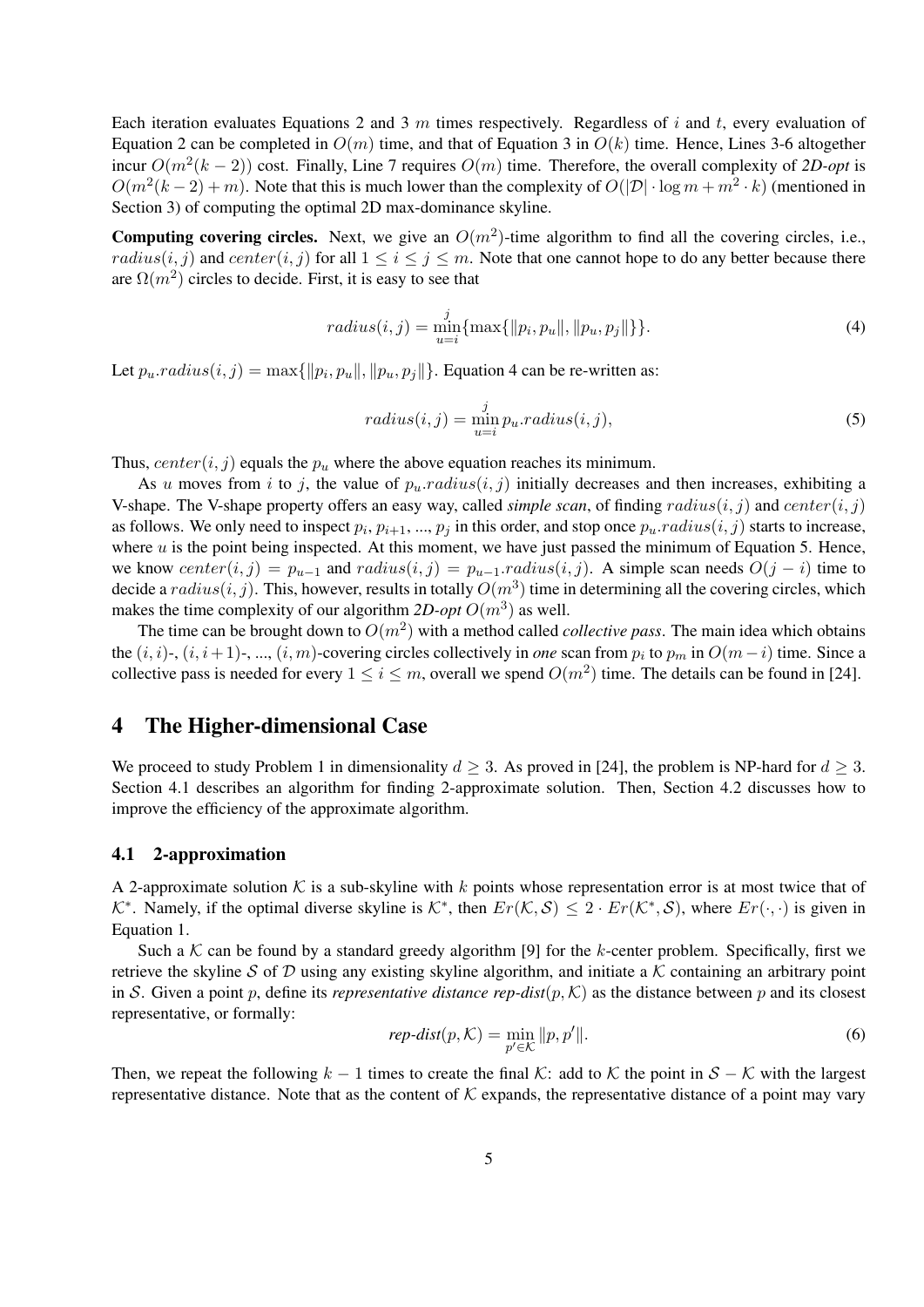Each iteration evaluates Equations 2 and 3 $m$ times respectively. Regardless of $i$ and $t$, every evaluation of Equation 2 can be completed in $O(m)$ time, and that of Equation 3 in $O(k)$ time. Hence, Lines 3-6 altogether incur $O(m^2(k-2))$ cost. Finally, Line 7 requires $O(m)$ time. Therefore, the overall complexity of *2D-opt* is $O(m^2(k-2)+m)$. Note that this is much lower than the complexity of $O(|\mathcal{D}| \cdot \log m + m^2 \cdot k)$ (mentioned in Section 3) of computing the optimal 2D max-dominance skyline.

**Computing covering circles.** Next, we give an $O(m^2)$-time algorithm to find all the covering circles, i.e., $radius(i,j)$ and $center(i,j)$ for all $1 \le i \le j \le m$. Note that one cannot hope to do any better because there are $\Omega(m^2)$ circles to decide. First, it is easy to see that

$$radius(i,j) = \min_{u=i}^{j} \{\max\{\|p_i, p_u\|, \|p_u, p_j\|\}\}. \tag{4}$$

Let $p_u.radius(i,j) = \max\{\|p_i, p_u\|, \|p_u, p_j\|\}$. Equation 4 can be re-written as:

$$radius(i,j) = \min_{u=i}^{j} p_u.radius(i,j), \tag{5}$$

Thus, $center(i,j)$ equals the $p_u$ where the above equation reaches its minimum.

As $u$ moves from $i$ to $j$, the value of $p_u.radius(i,j)$ initially decreases and then increases, exhibiting a V-shape. The V-shape property offers an easy way, called *simple scan*, of finding $radius(i,j)$ and $center(i,j)$ as follows. We only need to inspect $p_i$, $p_{i+1}$, ..., $p_j$ in this order, and stop once $p_u.radius(i,j)$ starts to increase, where $u$ is the point being inspected. At this moment, we have just passed the minimum of Equation 5. Hence, we know $center(i,j) = p_{u-1}$ and $radius(i,j) = p_{u-1}.radius(i,j)$. A simple scan needs $O(j-i)$ time to decide a $radius(i,j)$. This, however, results in totally $O(m^3)$ time in determining all the covering circles, which makes the time complexity of our algorithm *2D-opt* $O(m^3)$ as well.

The time can be brought down to $O(m^2)$ with a method called *collective pass*. The main idea which obtains the $(i,i)$-, $(i,i+1)$-, ..., $(i,m)$-covering circles collectively in *one* scan from $p_i$ to $p_m$ in $O(m-i)$ time. Since a collective pass is needed for every $1 \le i \le m$, overall we spend $O(m^2)$ time. The details can be found in [24].

# 4 The Higher-dimensional Case

We proceed to study Problem 1 in dimensionality $d \ge 3$. As proved in [24], the problem is NP-hard for $d \ge 3$. Section 4.1 describes an algorithm for finding 2-approximate solution. Then, Section 4.2 discusses how to improve the efficiency of the approximate algorithm.

## 4.1 2-approximation

A 2-approximate solution $\mathcal{K}$ is a sub-skyline with $k$ points whose representation error is at most twice that of $\mathcal{K}^*$. Namely, if the optimal diverse skyline is $\mathcal{K}^*$, then $Er(\mathcal{K}, \mathcal{S}) \le 2 \cdot Er(\mathcal{K}^*, \mathcal{S})$, where $Er(\cdot,\cdot)$ is given in Equation 1.

Such a $\mathcal{K}$ can be found by a standard greedy algorithm [9] for the $k$-center problem. Specifically, first we retrieve the skyline $\mathcal{S}$ of $\mathcal{D}$ using any existing skyline algorithm, and initiate a $\mathcal{K}$ containing an arbitrary point in $\mathcal{S}$. Given a point $p$, define its *representative distance rep-dist*$(p, \mathcal{K})$ as the distance between $p$ and its closest representative, or formally:

$$\textit{rep-dist}(p, \mathcal{K}) = \min_{p' \in \mathcal{K}} \|p, p'\|. \tag{6}$$

Then, we repeat the following $k-1$ times to create the final $\mathcal{K}$: add to $\mathcal{K}$ the point in $\mathcal{S} - \mathcal{K}$ with the largest representative distance. Note that as the content of $\mathcal{K}$ expands, the representative distance of a point may vary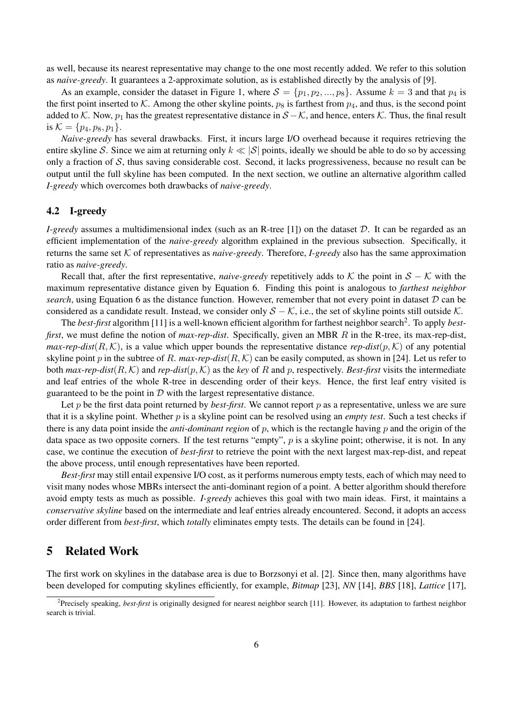as well, because its nearest representative may change to the one most recently added. We refer to this solution as *naive-greedy*. It guarantees a 2-approximate solution, as is established directly by the analysis of [9].

As an example, consider the dataset in Figure 1, where $\mathcal{S} = \{p_1, p_2, ..., p_8\}$. Assume $k = 3$ and that $p_4$ is the first point inserted to $\mathcal{K}$. Among the other skyline points, $p_8$ is farthest from $p_4$, and thus, is the second point added to $\mathcal{K}$. Now, $p_1$ has the greatest representative distance in $\mathcal{S} - \mathcal{K}$, and hence, enters $\mathcal{K}$. Thus, the final result is $\mathcal{K} = \{p_4, p_8, p_1\}$.

*Naive-greedy* has several drawbacks. First, it incurs large I/O overhead because it requires retrieving the entire skyline $\mathcal{S}$. Since we aim at returning only $k \ll |\mathcal{S}|$ points, ideally we should be able to do so by accessing only a fraction of $\mathcal{S}$, thus saving considerable cost. Second, it lacks progressiveness, because no result can be output until the full skyline has been computed. In the next section, we outline an alternative algorithm called *I-greedy* which overcomes both drawbacks of *naive-greedy*.

### 4.2 I-greedy

*I-greedy* assumes a multidimensional index (such as an R-tree [1]) on the dataset $\mathcal{D}$. It can be regarded as an efficient implementation of the *naive-greedy* algorithm explained in the previous subsection. Specifically, it returns the same set $\mathcal{K}$ of representatives as *naive-greedy*. Therefore, *I-greedy* also has the same approximation ratio as *naive-greedy*.

Recall that, after the first representative, *naive-greedy* repetitively adds to $\mathcal{K}$ the point in $\mathcal{S} - \mathcal{K}$ with the maximum representative distance given by Equation 6. Finding this point is analogous to *farthest neighbor search*, using Equation 6 as the distance function. However, remember that not every point in dataset $\mathcal{D}$ can be considered as a candidate result. Instead, we consider only $\mathcal{S} - \mathcal{K}$, i.e., the set of skyline points still outside $\mathcal{K}$.

The *best-first* algorithm [11] is a well-known efficient algorithm for farthest neighbor search[2]. To apply *best-first*, we must define the notion of *max-rep-dist*. Specifically, given an MBR $R$ in the R-tree, its max-rep-dist, *max-rep-dist*$(R, \mathcal{K})$, is a value which upper bounds the representative distance *rep-dist*$(p, \mathcal{K})$ of any potential skyline point $p$ in the subtree of $R$. *max-rep-dist*$(R, \mathcal{K})$ can be easily computed, as shown in [24]. Let us refer to both *max-rep-dist*$(R, \mathcal{K})$ and *rep-dist*$(p, \mathcal{K})$ as the *key* of $R$ and $p$, respectively. *Best-first* visits the intermediate and leaf entries of the whole R-tree in descending order of their keys. Hence, the first leaf entry visited is guaranteed to be the point in $\mathcal{D}$ with the largest representative distance.

Let $p$ be the first data point returned by *best-first*. We cannot report $p$ as a representative, unless we are sure that it is a skyline point. Whether $p$ is a skyline point can be resolved using an *empty test*. Such a test checks if there is any data point inside the *anti-dominant region* of $p$, which is the rectangle having $p$ and the origin of the data space as two opposite corners. If the test returns "empty", $p$ is a skyline point; otherwise, it is not. In any case, we continue the execution of *best-first* to retrieve the point with the next largest max-rep-dist, and repeat the above process, until enough representatives have been reported.

*Best-first* may still entail expensive I/O cost, as it performs numerous empty tests, each of which may need to visit many nodes whose MBRs intersect the anti-dominant region of a point. A better algorithm should therefore avoid empty tests as much as possible. *I-greedy* achieves this goal with two main ideas. First, it maintains a *conservative skyline* based on the intermediate and leaf entries already encountered. Second, it adopts an access order different from *best-first*, which *totally* eliminates empty tests. The details can be found in [24].

## 5 Related Work

The first work on skylines in the database area is due to Borzsonyi et al. [2]. Since then, many algorithms have been developed for computing skylines efficiently, for example, *Bitmap* [23], *NN* [14], *BBS* [18], *Lattice* [17],

[2] Precisely speaking, *best-first* is originally designed for nearest neighbor search [11]. However, its adaptation to farthest neighbor search is trivial.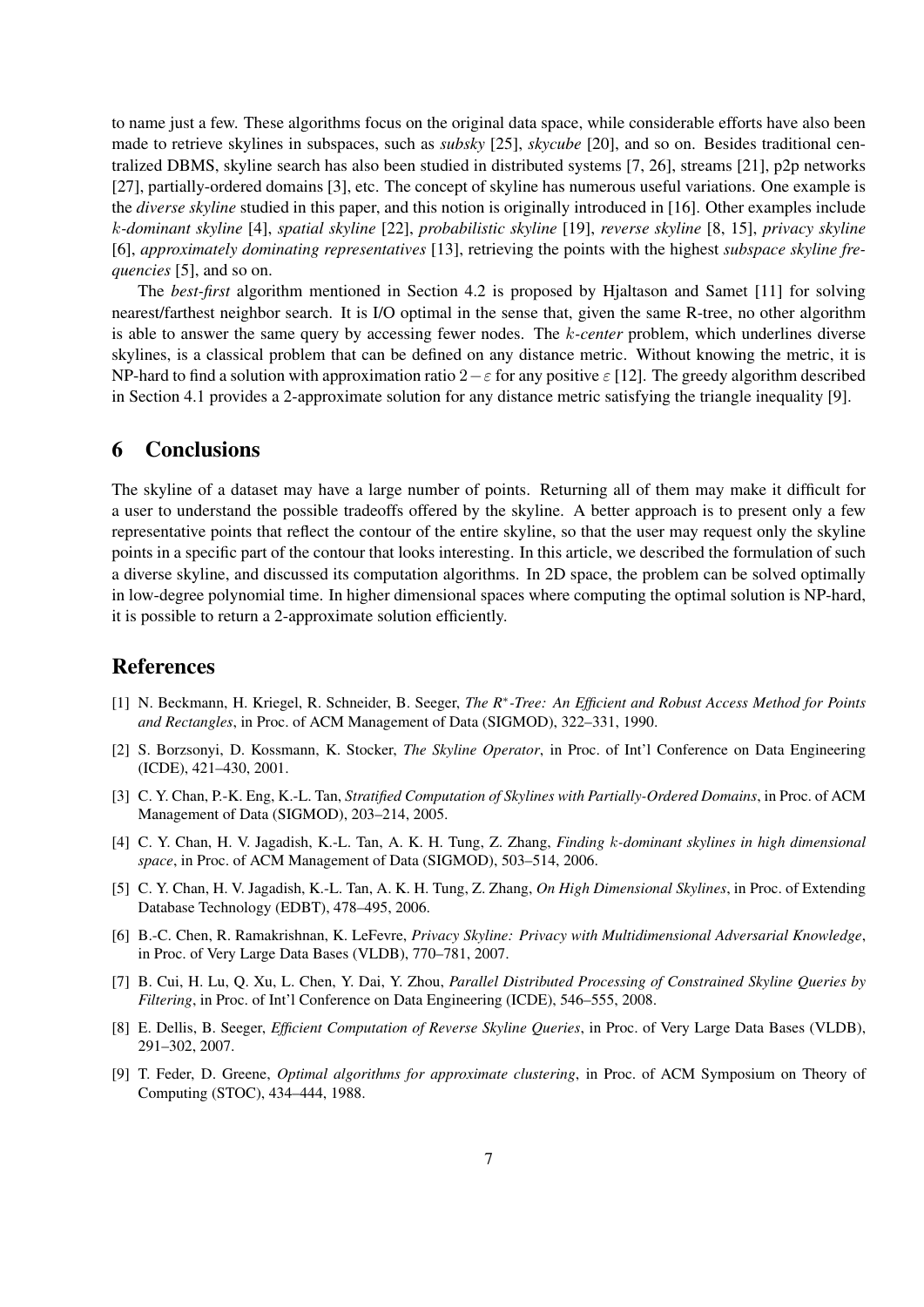to name just a few. These algorithms focus on the original data space, while considerable efforts have also been made to retrieve skylines in subspaces, such as *subsky* [25], *skycube* [20], and so on. Besides traditional centralized DBMS, skyline search has also been studied in distributed systems [7, 26], streams [21], p2p networks [27], partially-ordered domains [3], etc. The concept of skyline has numerous useful variations. One example is the *diverse skyline* studied in this paper, and this notion is originally introduced in [16]. Other examples include $k$*-dominant skyline* [4], *spatial skyline* [22], *probabilistic skyline* [19], *reverse skyline* [8, 15], *privacy skyline* [6], *approximately dominating representatives* [13], retrieving the points with the highest *subspace skyline frequencies* [5], and so on.

The *best-first* algorithm mentioned in Section 4.2 is proposed by Hjaltason and Samet [11] for solving nearest/farthest neighbor search. It is I/O optimal in the sense that, given the same R-tree, no other algorithm is able to answer the same query by accessing fewer nodes. The $k$*-center* problem, which underlines diverse skylines, is a classical problem that can be defined on any distance metric. Without knowing the metric, it is NP-hard to find a solution with approximation ratio $2-\varepsilon$ for any positive $\varepsilon$ [12]. The greedy algorithm described in Section 4.1 provides a 2-approximate solution for any distance metric satisfying the triangle inequality [9].

## 6 Conclusions

The skyline of a dataset may have a large number of points. Returning all of them may make it difficult for a user to understand the possible tradeoffs offered by the skyline. A better approach is to present only a few representative points that reflect the contour of the entire skyline, so that the user may request only the skyline points in a specific part of the contour that looks interesting. In this article, we described the formulation of such a diverse skyline, and discussed its computation algorithms. In 2D space, the problem can be solved optimally in low-degree polynomial time. In higher dimensional spaces where computing the optimal solution is NP-hard, it is possible to return a 2-approximate solution efficiently.

## References

[1] N. Beckmann, H. Kriegel, R. Schneider, B. Seeger, *The R*-Tree: An Efficient and Robust Access Method for Points and Rectangles*, in Proc. of ACM Management of Data (SIGMOD), 322–331, 1990.

[2] S. Borzsonyi, D. Kossmann, K. Stocker, *The Skyline Operator*, in Proc. of Int'l Conference on Data Engineering (ICDE), 421–430, 2001.

[3] C. Y. Chan, P.-K. Eng, K.-L. Tan, *Stratified Computation of Skylines with Partially-Ordered Domains*, in Proc. of ACM Management of Data (SIGMOD), 203–214, 2005.

[4] C. Y. Chan, H. V. Jagadish, K.-L. Tan, A. K. H. Tung, Z. Zhang, *Finding $k$-dominant skylines in high dimensional space*, in Proc. of ACM Management of Data (SIGMOD), 503–514, 2006.

[5] C. Y. Chan, H. V. Jagadish, K.-L. Tan, A. K. H. Tung, Z. Zhang, *On High Dimensional Skylines*, in Proc. of Extending Database Technology (EDBT), 478–495, 2006.

[6] B.-C. Chen, R. Ramakrishnan, K. LeFevre, *Privacy Skyline: Privacy with Multidimensional Adversarial Knowledge*, in Proc. of Very Large Data Bases (VLDB), 770–781, 2007.

[7] B. Cui, H. Lu, Q. Xu, L. Chen, Y. Dai, Y. Zhou, *Parallel Distributed Processing of Constrained Skyline Queries by Filtering*, in Proc. of Int'l Conference on Data Engineering (ICDE), 546–555, 2008.

[8] E. Dellis, B. Seeger, *Efficient Computation of Reverse Skyline Queries*, in Proc. of Very Large Data Bases (VLDB), 291–302, 2007.

[9] T. Feder, D. Greene, *Optimal algorithms for approximate clustering*, in Proc. of ACM Symposium on Theory of Computing (STOC), 434–444, 1988.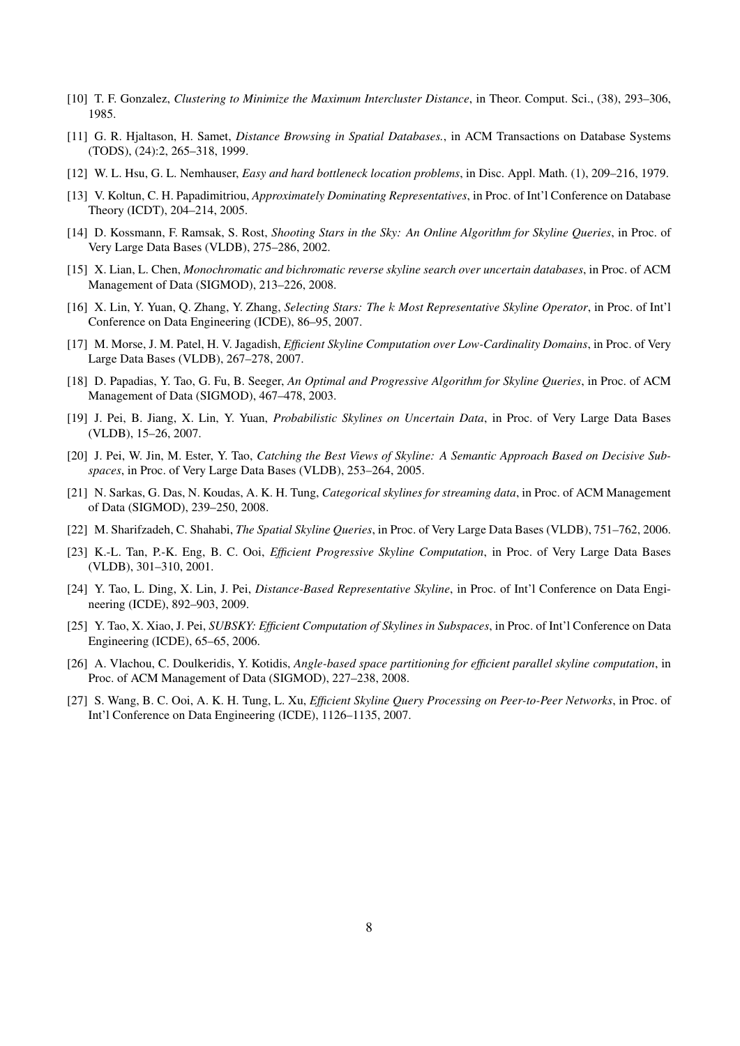[10] T. F. Gonzalez, *Clustering to Minimize the Maximum Intercluster Distance*, in Theor. Comput. Sci., (38), 293–306, 1985.

[11] G. R. Hjaltason, H. Samet, *Distance Browsing in Spatial Databases.*, in ACM Transactions on Database Systems (TODS), (24):2, 265–318, 1999.

[12] W. L. Hsu, G. L. Nemhauser, *Easy and hard bottleneck location problems*, in Disc. Appl. Math. (1), 209–216, 1979.

[13] V. Koltun, C. H. Papadimitriou, *Approximately Dominating Representatives*, in Proc. of Int'l Conference on Database Theory (ICDT), 204–214, 2005.

[14] D. Kossmann, F. Ramsak, S. Rost, *Shooting Stars in the Sky: An Online Algorithm for Skyline Queries*, in Proc. of Very Large Data Bases (VLDB), 275–286, 2002.

[15] X. Lian, L. Chen, *Monochromatic and bichromatic reverse skyline search over uncertain databases*, in Proc. of ACM Management of Data (SIGMOD), 213–226, 2008.

[16] X. Lin, Y. Yuan, Q. Zhang, Y. Zhang, *Selecting Stars: The $k$ Most Representative Skyline Operator*, in Proc. of Int'l Conference on Data Engineering (ICDE), 86–95, 2007.

[17] M. Morse, J. M. Patel, H. V. Jagadish, *Efficient Skyline Computation over Low-Cardinality Domains*, in Proc. of Very Large Data Bases (VLDB), 267–278, 2007.

[18] D. Papadias, Y. Tao, G. Fu, B. Seeger, *An Optimal and Progressive Algorithm for Skyline Queries*, in Proc. of ACM Management of Data (SIGMOD), 467–478, 2003.

[19] J. Pei, B. Jiang, X. Lin, Y. Yuan, *Probabilistic Skylines on Uncertain Data*, in Proc. of Very Large Data Bases (VLDB), 15–26, 2007.

[20] J. Pei, W. Jin, M. Ester, Y. Tao, *Catching the Best Views of Skyline: A Semantic Approach Based on Decisive Subspaces*, in Proc. of Very Large Data Bases (VLDB), 253–264, 2005.

[21] N. Sarkas, G. Das, N. Koudas, A. K. H. Tung, *Categorical skylines for streaming data*, in Proc. of ACM Management of Data (SIGMOD), 239–250, 2008.

[22] M. Sharifzadeh, C. Shahabi, *The Spatial Skyline Queries*, in Proc. of Very Large Data Bases (VLDB), 751–762, 2006.

[23] K.-L. Tan, P.-K. Eng, B. C. Ooi, *Efficient Progressive Skyline Computation*, in Proc. of Very Large Data Bases (VLDB), 301–310, 2001.

[24] Y. Tao, L. Ding, X. Lin, J. Pei, *Distance-Based Representative Skyline*, in Proc. of Int'l Conference on Data Engineering (ICDE), 892–903, 2009.

[25] Y. Tao, X. Xiao, J. Pei, *SUBSKY: Efficient Computation of Skylines in Subspaces*, in Proc. of Int'l Conference on Data Engineering (ICDE), 65–65, 2006.

[26] A. Vlachou, C. Doulkeridis, Y. Kotidis, *Angle-based space partitioning for efficient parallel skyline computation*, in Proc. of ACM Management of Data (SIGMOD), 227–238, 2008.

[27] S. Wang, B. C. Ooi, A. K. H. Tung, L. Xu, *Efficient Skyline Query Processing on Peer-to-Peer Networks*, in Proc. of Int'l Conference on Data Engineering (ICDE), 1126–1135, 2007.